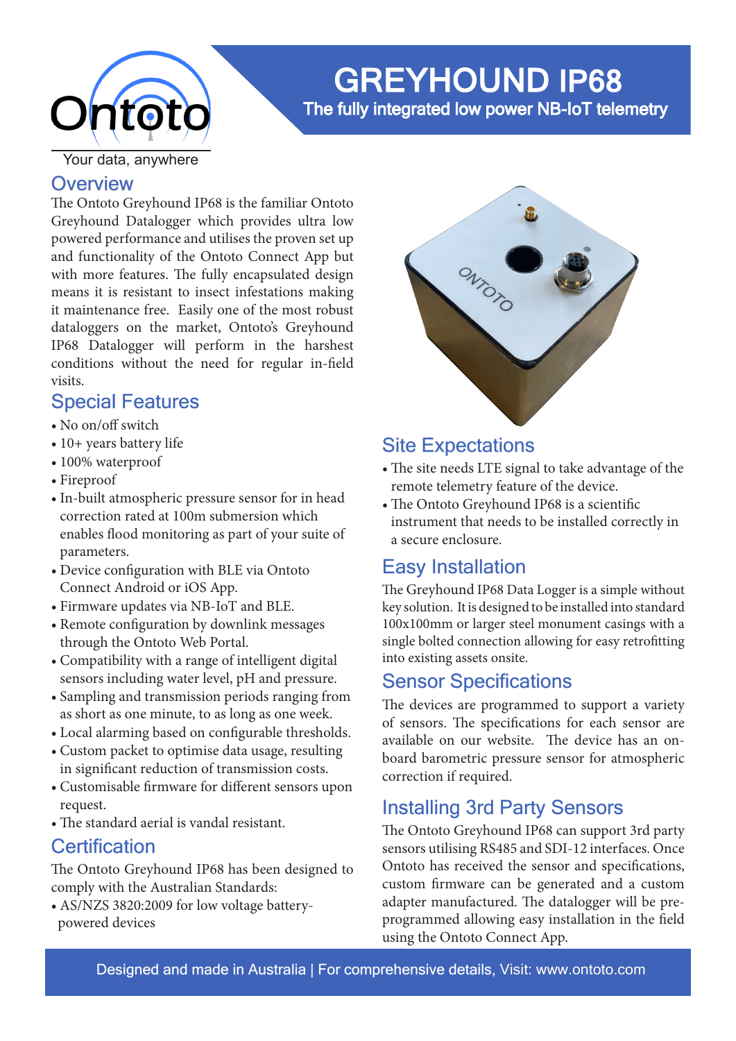Ontoto

Your data, anywhere

# GREYHOUND IP68

The fully integrated low power NB-IoT telemetry

## Overview

The Ontoto Greyhound IP68 is the familiar Ontoto Greyhound Datalogger which provides ultra low powered performance and utilises the proven set up and functionality of the Ontoto Connect App but with more features. The fully encapsulated design means it is resistant to insect infestations making it maintenance free. Easily one of the most robust dataloggers on the market, Ontoto's Greyhound IP68 Datalogger will perform in the harshest conditions without the need for regular in-field visits.

## Special Features

- No on/off switch
- 10+ years battery life
- 100% waterproof
- Fireproof
- In-built atmospheric pressure sensor for in head correction rated at 100m submersion which enables flood monitoring as part of your suite of parameters.
- Device configuration with BLE via Ontoto Connect Android or iOS App.
- Firmware updates via NB-IoT and BLE.
- Remote configuration by downlink messages through the Ontoto Web Portal.
- Compatibility with a range of intelligent digital sensors including water level, pH and pressure.
- Sampling and transmission periods ranging from as short as one minute, to as long as one week.
- Local alarming based on configurable thresholds.
- Custom packet to optimise data usage, resulting in significant reduction of transmission costs.
- Customisable firmware for different sensors upon request.
- The standard aerial is vandal resistant.

## Certification

The Ontoto Greyhound IP68 has been designed to comply with the Australian Standards:

- AS/NZS 3820:2009 for low voltage battery-powered devices

## Site Expectations

- The site needs LTE signal to take advantage of the remote telemetry feature of the device.
- The Ontoto Greyhound IP68 is a scientific instrument that needs to be installed correctly in a secure enclosure.

## Easy Installation

The Greyhound IP68 Data Logger is a simple without key solution. It is designed to be installed into standard 100x100mm or larger steel monument casings with a single bolted connection allowing for easy retrofitting into existing assets onsite.

## Sensor Specifications

The devices are programmed to support a variety of sensors. The specifications for each sensor are available on our website. The device has an on-board barometric pressure sensor for atmospheric correction if required.

## Installing 3rd Party Sensors

The Ontoto Greyhound IP68 can support 3rd party sensors utilising RS485 and SDI-12 interfaces. Once Ontoto has received the sensor and specifications, custom firmware can be generated and a custom adapter manufactured. The datalogger will be pre-programmed allowing easy installation in the field using the Ontoto Connect App.

Designed and made in Australia | For comprehensive details, Visit: www.ontoto.com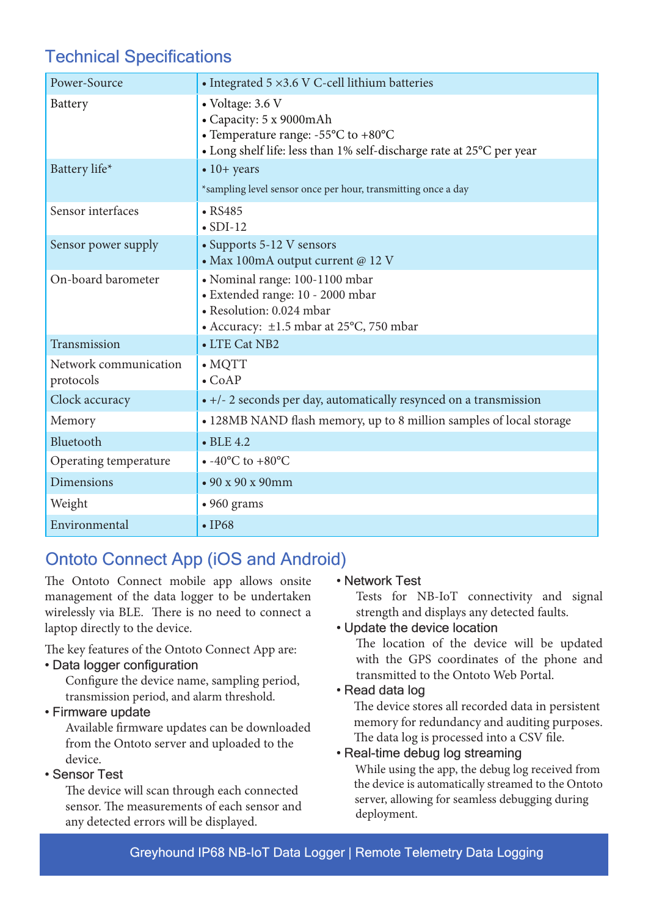## Technical Specifications

| | |
|---|---|
| Power-Source | • Integrated 5 ×3.6 V C-cell lithium batteries |
| Battery | • Voltage: 3.6 V<br>• Capacity: 5 x 9000mAh<br>• Temperature range: -55°C to +80°C<br>• Long shelf life: less than 1% self-discharge rate at 25°C per year |
| Battery life* | • 10+ years<br>*sampling level sensor once per hour, transmitting once a day |
| Sensor interfaces | • RS485<br>• SDI-12 |
| Sensor power supply | • Supports 5-12 V sensors<br>• Max 100mA output current @ 12 V |
| On-board barometer | • Nominal range: 100-1100 mbar<br>• Extended range: 10 - 2000 mbar<br>• Resolution: 0.024 mbar<br>• Accuracy: ±1.5 mbar at 25°C, 750 mbar |
| Transmission | • LTE Cat NB2 |
| Network communication protocols | • MQTT<br>• CoAP |
| Clock accuracy | • +/- 2 seconds per day, automatically resynced on a transmission |
| Memory | • 128MB NAND flash memory, up to 8 million samples of local storage |
| Bluetooth | • BLE 4.2 |
| Operating temperature | • -40°C to +80°C |
| Dimensions | • 90 x 90 x 90mm |
| Weight | • 960 grams |
| Environmental | • IP68 |

## Ontoto Connect App (iOS and Android)

The Ontoto Connect mobile app allows onsite management of the data logger to be undertaken wirelessly via BLE. There is no need to connect a laptop directly to the device.

The key features of the Ontoto Connect App are:

- **Data logger configuration**
  Configure the device name, sampling period, transmission period, and alarm threshold.
- **Firmware update**
  Available firmware updates can be downloaded from the Ontoto server and uploaded to the device.
- **Sensor Test**
  The device will scan through each connected sensor. The measurements of each sensor and any detected errors will be displayed.
- **Network Test**
  Tests for NB-IoT connectivity and signal strength and displays any detected faults.
- **Update the device location**
  The location of the device will be updated with the GPS coordinates of the phone and transmitted to the Ontoto Web Portal.
- **Read data log**
  The device stores all recorded data in persistent memory for redundancy and auditing purposes. The data log is processed into a CSV file.
- **Real-time debug log streaming**
  While using the app, the debug log received from the device is automatically streamed to the Ontoto server, allowing for seamless debugging during deployment.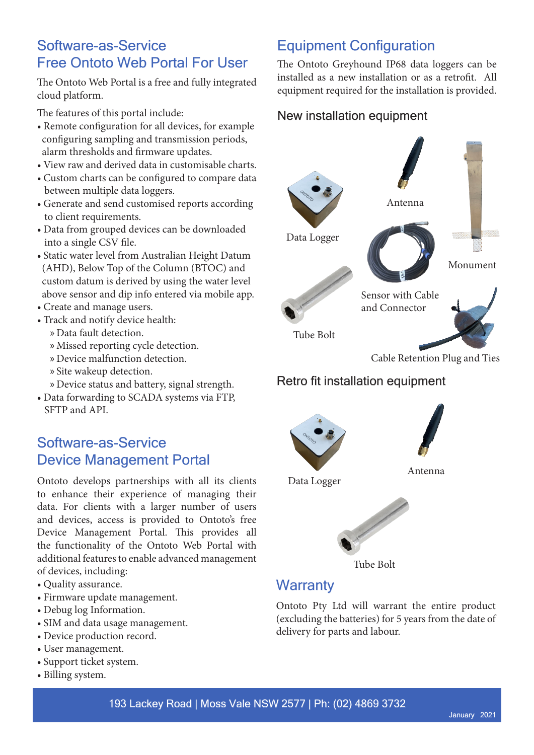## Software-as-Service
## Free Ontoto Web Portal For User

The Ontoto Web Portal is a free and fully integrated cloud platform.

The features of this portal include:

- Remote configuration for all devices, for example configuring sampling and transmission periods, alarm thresholds and firmware updates.
- View raw and derived data in customisable charts.
- Custom charts can be configured to compare data between multiple data loggers.
- Generate and send customised reports according to client requirements.
- Data from grouped devices can be downloaded into a single CSV file.
- Static water level from Australian Height Datum (AHD), Below Top of the Column (BTOC) and custom datum is derived by using the water level above sensor and dip info entered via mobile app.
- Create and manage users.
- Track and notify device health:
  - Data fault detection.
  - Missed reporting cycle detection.
  - Device malfunction detection.
  - Site wakeup detection.
  - Device status and battery, signal strength.
- Data forwarding to SCADA systems via FTP, SFTP and API.

## Software-as-Service
## Device Management Portal

Ontoto develops partnerships with all its clients to enhance their experience of managing their data. For clients with a larger number of users and devices, access is provided to Ontoto's free Device Management Portal. This provides all the functionality of the Ontoto Web Portal with additional features to enable advanced management of devices, including:

- Quality assurance.
- Firmware update management.
- Debug log Information.
- SIM and data usage management.
- Device production record.
- User management.
- Support ticket system.
- Billing system.

## Equipment Configuration

The Ontoto Greyhound IP68 data loggers can be installed as a new installation or as a retrofit. All equipment required for the installation is provided.

### New installation equipment

Data Logger

Antenna

Monument

Sensor with Cable and Connector

Tube Bolt

Cable Retention Plug and Ties

### Retro fit installation equipment

Data Logger

Antenna

Tube Bolt

## Warranty

Ontoto Pty Ltd will warrant the entire product (excluding the batteries) for 5 years from the date of delivery for parts and labour.

193 Lackey Road | Moss Vale NSW 2577 | Ph: (02) 4869 3732

January 2021